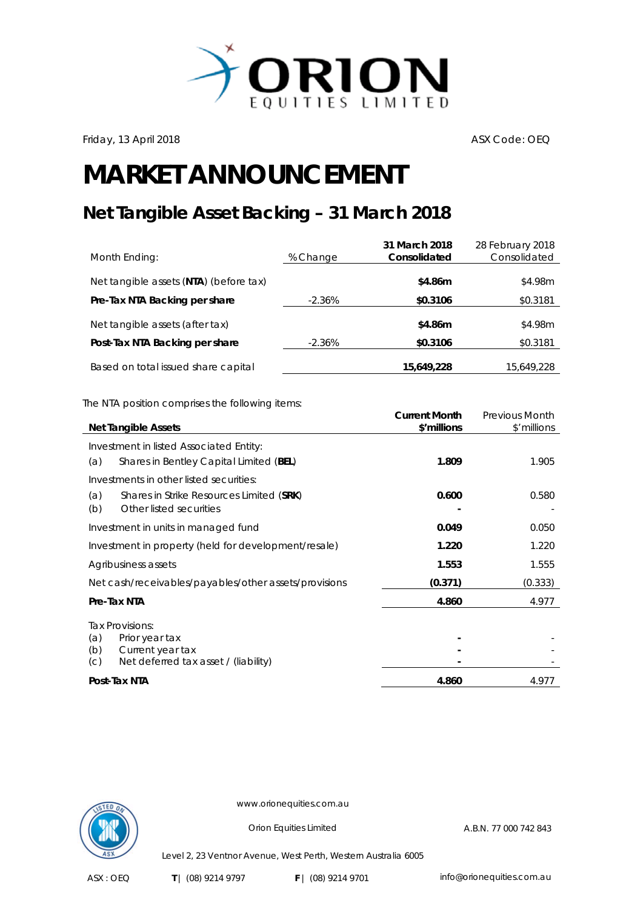Friday, 13 April 2018

ASX Code: OEQ

# MARKET ANNOUNCEMENT

## Net Tangible Asset Backing – 31 March 2018

| Month Ending: | % Change | 31 March 2018 Consolidated | 28 February 2018 Consolidated |
|---|---|---|---|
| Net tangible assets (**NTA**) (before tax) | | **$4.86m** | $4.98m |
| **Pre-Tax NTA Backing per share** | -2.36% | **$0.3106** | $0.3181 |
| Net tangible assets (after tax) | | **$4.86m** | $4.98m |
| **Post-Tax NTA Backing per share** | -2.36% | **$0.3106** | $0.3181 |
| Based on total issued share capital | | **15,649,228** | 15,649,228 |

The NTA position comprises the following items:

| **Net Tangible Assets** | **Current Month $'millions** | Previous Month $'millions |
|---|---|---|
| Investment in listed Associated Entity: | | |
| (a) Shares in Bentley Capital Limited (**BEL**) | **1.809** | 1.905 |
| Investments in other listed securities: | | |
| (a) Shares in Strike Resources Limited (**SRK**) | **0.600** | 0.580 |
| (b) Other listed securities | **-** | - |
| Investment in units in managed fund | **0.049** | 0.050 |
| Investment in property (held for development/resale) | **1.220** | 1.220 |
| Agribusiness assets | **1.553** | 1.555 |
| Net cash/receivables/payables/other assets/provisions | **(0.371)** | (0.333) |
| **Pre-Tax NTA** | **4.860** | 4.977 |
| Tax Provisions: | | |
| (a) Prior year tax | **-** | - |
| (b) Current year tax | **-** | - |
| (c) Net deferred tax asset / (liability) | **-** | - |
| **Post-Tax NTA** | **4.860** | 4.977 |

www.orionequities.com.au

Orion Equities Limited

A.B.N. 77 000 742 843

Level 2, 23 Ventnor Avenue, West Perth, Western Australia 6005

ASX : OEQ   T | (08) 9214 9797   F | (08) 9214 9701   info@orionequities.com.au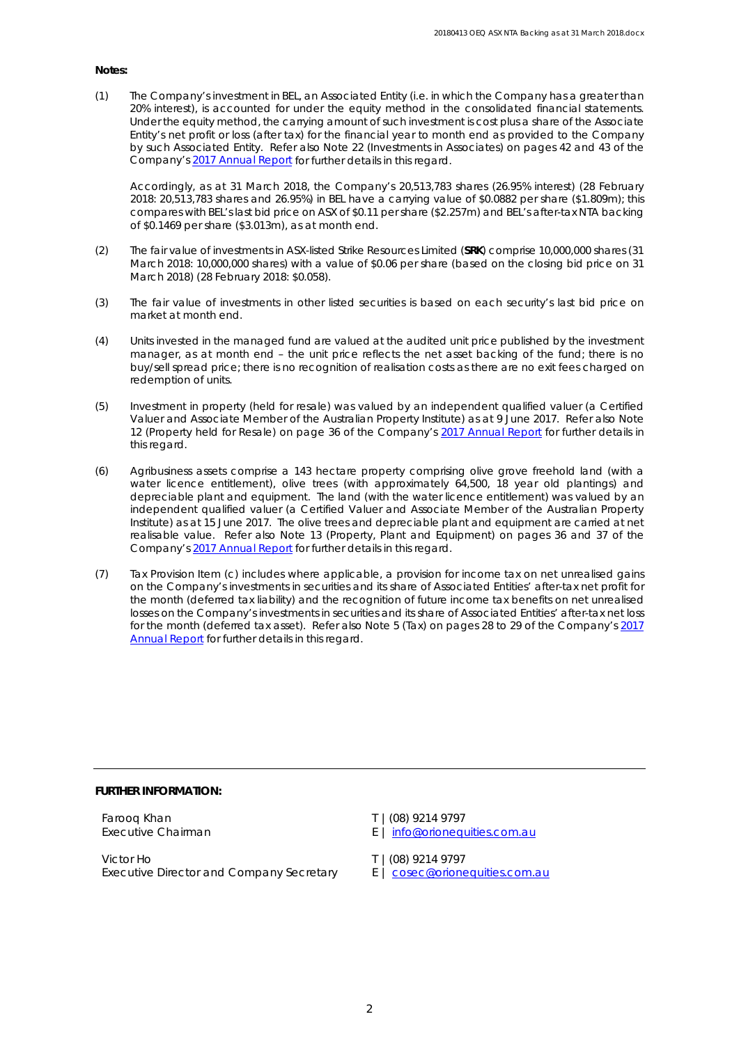**Notes:**

(1) The Company's investment in BEL, an Associated Entity (i.e. in which the Company has a greater than 20% interest), is accounted for under the equity method in the consolidated financial statements. Under the equity method, the carrying amount of such investment is cost plus a share of the Associate Entity's net profit or loss (after tax) for the financial year to month end as provided to the Company by such Associated Entity. Refer also Note 22 (Investments in Associates) on pages 42 and 43 of the Company's [2017 Annual Report](#) for further details in this regard.

Accordingly, as at 31 March 2018, the Company's 20,513,783 shares (26.95% interest) (28 February 2018: 20,513,783 shares and 26.95%) in BEL have a carrying value of $0.0882 per share ($1.809m); this compares with BEL's last bid price on ASX of $0.11 per share ($2.257m) and BEL's after-tax NTA backing of $0.1469 per share ($3.013m), as at month end.

(2) The fair value of investments in ASX-listed Strike Resources Limited (**SRK**) comprise 10,000,000 shares (31 March 2018: 10,000,000 shares) with a value of $0.06 per share (based on the closing bid price on 31 March 2018) (28 February 2018: $0.058).

(3) The fair value of investments in other listed securities is based on each security's last bid price on market at month end.

(4) Units invested in the managed fund are valued at the audited unit price published by the investment manager, as at month end – the unit price reflects the net asset backing of the fund; there is no buy/sell spread price; there is no recognition of realisation costs as there are no exit fees charged on redemption of units.

(5) Investment in property (held for resale) was valued by an independent qualified valuer (a Certified Valuer and Associate Member of the Australian Property Institute) as at 9 June 2017. Refer also Note 12 (Property held for Resale) on page 36 of the Company's [2017 Annual Report](#) for further details in this regard.

(6) Agribusiness assets comprise a 143 hectare property comprising olive grove freehold land (with a water licence entitlement), olive trees (with approximately 64,500, 18 year old plantings) and depreciable plant and equipment. The land (with the water licence entitlement) was valued by an independent qualified valuer (a Certified Valuer and Associate Member of the Australian Property Institute) as at 15 June 2017. The olive trees and depreciable plant and equipment are carried at net realisable value. Refer also Note 13 (Property, Plant and Equipment) on pages 36 and 37 of the Company's [2017 Annual Report](#) for further details in this regard.

(7) Tax Provision Item (c) includes where applicable, a provision for income tax on net unrealised gains on the Company's investments in securities and its share of Associated Entities' after-tax net profit for the month (deferred tax liability) and the recognition of future income tax benefits on net unrealised losses on the Company's investments in securities and its share of Associated Entities' after-tax net loss for the month (deferred tax asset). Refer also Note 5 (Tax) on pages 28 to 29 of the Company's [2017 Annual Report](#) for further details in this regard.

---

**FURTHER INFORMATION:**

Farooq Khan
Executive Chairman
T | (08) 9214 9797
E | info@orionequities.com.au

Victor Ho
Executive Director and Company Secretary
T | (08) 9214 9797
E | cosec@orionequities.com.au